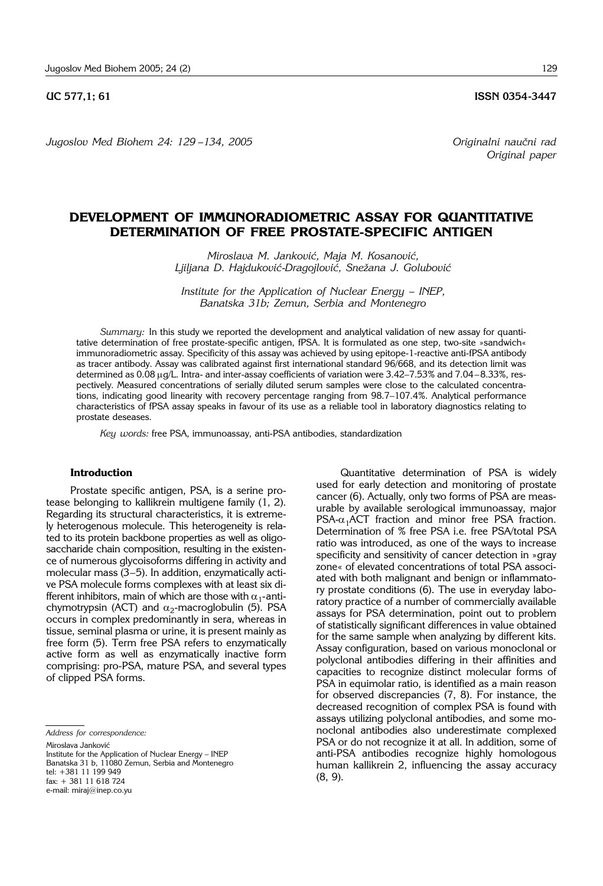UC 577,1; 61 ISSN 0354-3447

*Jugoslov Med Biohem 24: 129 –134, 2005*

*Originalni naučni rad*
*Original paper*

# DEVELOPMENT OF IMMUNORADIOMETRIC ASSAY FOR QUANTITATIVE DETERMINATION OF FREE PROSTATE-SPECIFIC ANTIGEN

*Miroslava M. Janković, Maja M. Kosanović, Ljiljana D. Hajduković-Dragojlović, Snežana J. Golubović*

*Institute for the Application of Nuclear Energy – INEP, Banatska 31b; Zemun, Serbia and Montenegro*

*Summary:* In this study we reported the development and analytical validation of new assay for quantitative determination of free prostate-specific antigen, fPSA. It is formulated as one step, two-site »sandwich« immunoradiometric assay. Specificity of this assay was achieved by using epitope-1-reactive anti-fPSA antibody as tracer antibody. Assay was calibrated against first international standard 96/668, and its detection limit was determined as 0.08 μg/L. Intra- and inter-assay coefficients of variation were 3.42–7.53% and 7.04–8.33%, respectively. Measured concentrations of serially diluted serum samples were close to the calculated concentrations, indicating good linearity with recovery percentage ranging from 98.7–107.4%. Analytical performance characteristics of fPSA assay speaks in favour of its use as a reliable tool in laboratory diagnostics relating to prostate deseases.

*Key words:* free PSA, immunoassay, anti-PSA antibodies, standardization

## Introduction

Prostate specific antigen, PSA, is a serine protease belonging to kallikrein multigene family (1, 2). Regarding its structural characteristics, it is extremely heterogenous molecule. This heterogeneity is related to its protein backbone properties as well as oligosaccharide chain composition, resulting in the existence of numerous glycoisoforms differing in activity and molecular mass (3–5). In addition, enzymatically active PSA molecule forms complexes with at least six different inhibitors, main of which are those with $\alpha_1$-antichymotrypsin (ACT) and $\alpha_2$-macroglobulin (5). PSA occurs in complex predominantly in sera, whereas in tissue, seminal plasma or urine, it is present mainly as free form (5). Term free PSA refers to enzymatically active form as well as enzymatically inactive form comprising: pro-PSA, mature PSA, and several types of clipped PSA forms.

Quantitative determination of PSA is widely used for early detection and monitoring of prostate cancer (6). Actually, only two forms of PSA are measurable by available serological immunoassay, major PSA-$\alpha_1$ACT fraction and minor free PSA fraction. Determination of % free PSA i.e. free PSA/total PSA ratio was introduced, as one of the ways to increase specificity and sensitivity of cancer detection in »gray zone« of elevated concentrations of total PSA associated with both malignant and benign or inflammatory prostate conditions (6). The use in everyday laboratory practice of a number of commercially available assays for PSA determination, point out to problem of statistically significant differences in value obtained for the same sample when analyzing by different kits. Assay configuration, based on various monoclonal or polyclonal antibodies differing in their affinities and capacities to recognize distinct molecular forms of PSA in equimolar ratio, is identified as a main reason for observed discrepancies (7, 8). For instance, the decreased recognition of complex PSA is found with assays utilizing polyclonal antibodies, and some monoclonal antibodies also underestimate complexed PSA or do not recognize it at all. In addition, some of anti-PSA antibodies recognize highly homologous human kallikrein 2, influencing the assay accuracy (8, 9).

*Address for correspondence:*

Miroslava Janković
Institute for the Application of Nuclear Energy – INEP
Banatska 31 b, 11080 Zemun, Serbia and Montenegro
tel: +381 11 199 949
fax: + 381 11 618 724
e-mail: miraj@inep.co.yu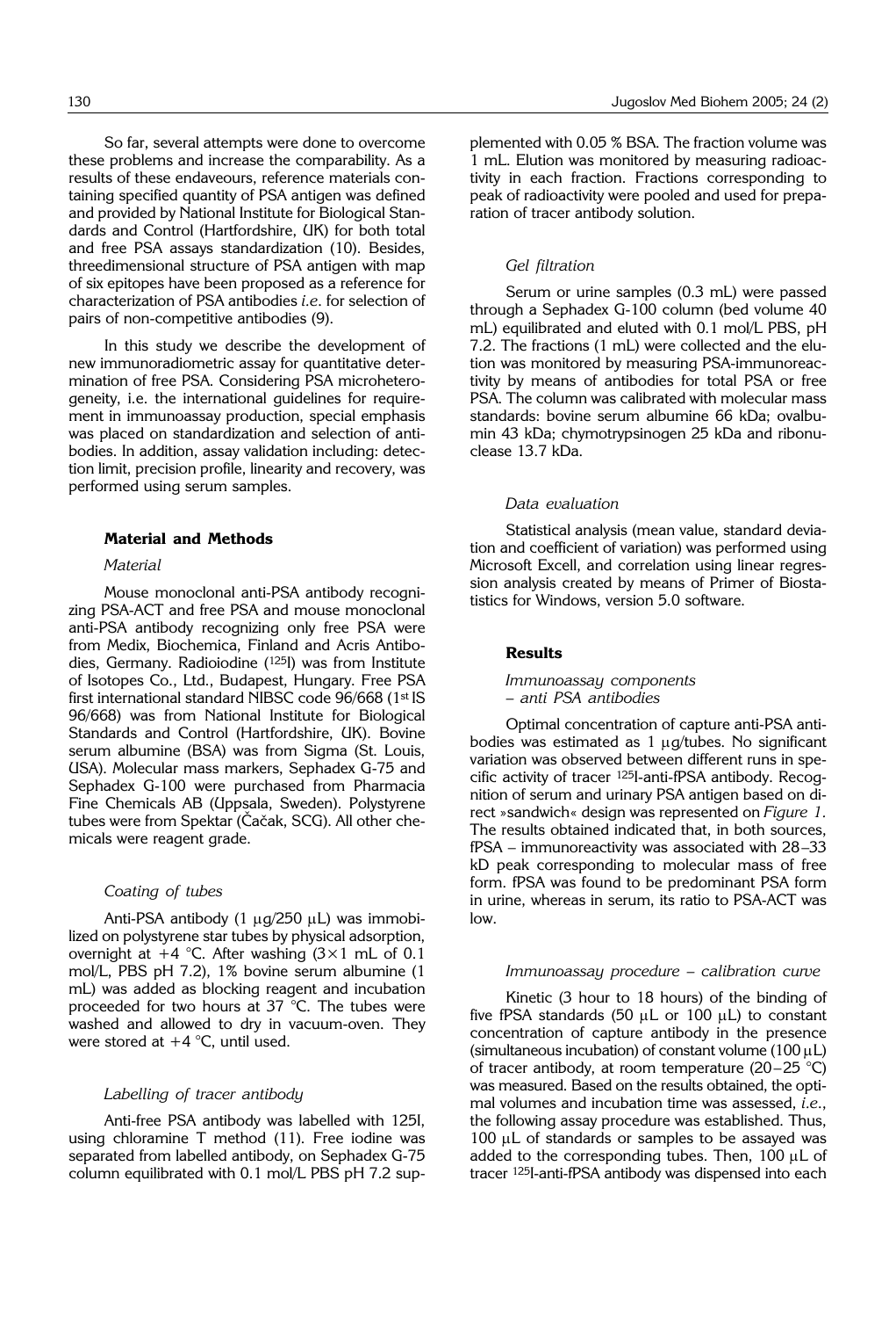So far, several attempts were done to overcome these problems and increase the comparability. As a results of these endeavours, reference materials containing specified quantity of PSA antigen was defined and provided by National Institute for Biological Standards and Control (Hartfordshire, UK) for both total and free PSA assays standardization (10). Besides, threedimensional structure of PSA antigen with map of six epitopes have been proposed as a reference for characterization of PSA antibodies *i.e.* for selection of pairs of non-competitive antibodies (9).

In this study we describe the development of new immunoradiometric assay for quantitative determination of free PSA. Considering PSA microheterogeneity, i.e. the international guidelines for requirement in immunoassay production, special emphasis was placed on standardization and selection of antibodies. In addition, assay validation including: detection limit, precision profile, linearity and recovery, was performed using serum samples.

## Material and Methods

### *Material*

Mouse monoclonal anti-PSA antibody recognizing PSA-ACT and free PSA and mouse monoclonal anti-PSA antibody recognizing only free PSA were from Medix, Biochemica, Finland and Acris Antibodies, Germany. Radioiodine ($^{125}$I) was from Institute of Isotopes Co., Ltd., Budapest, Hungary. Free PSA first international standard NIBSC code 96/668 (1$^{st}$ IS 96/668) was from National Institute for Biological Standards and Control (Hartfordshire, UK). Bovine serum albumine (BSA) was from Sigma (St. Louis, USA). Molecular mass markers, Sephadex G-75 and Sephadex G-100 were purchased from Pharmacia Fine Chemicals AB (Uppsala, Sweden). Polystyrene tubes were from Spektar (Čačak, SCG). All other chemicals were reagent grade.

### *Coating of tubes*

Anti-PSA antibody (1 μg/250 μL) was immobilized on polystyrene star tubes by physical adsorption, overnight at +4 °C. After washing (3×1 mL of 0.1 mol/L, PBS pH 7.2), 1% bovine serum albumine (1 mL) was added as blocking reagent and incubation proceeded for two hours at 37 °C. The tubes were washed and allowed to dry in vacuum-oven. They were stored at +4 °C, until used.

### *Labelling of tracer antibody*

Anti-free PSA antibody was labelled with 125I, using chloramine T method (11). Free iodine was separated from labelled antibody, on Sephadex G-75 column equilibrated with 0.1 mol/L PBS pH 7.2 supplemented with 0.05 % BSA. The fraction volume was 1 mL. Elution was monitored by measuring radioactivity in each fraction. Fractions corresponding to peak of radioactivity were pooled and used for preparation of tracer antibody solution.

### *Gel filtration*

Serum or urine samples (0.3 mL) were passed through a Sephadex G-100 column (bed volume 40 mL) equilibrated and eluted with 0.1 mol/L PBS, pH 7.2. The fractions (1 mL) were collected and the elution was monitored by measuring PSA-immunoreactivity by means of antibodies for total PSA or free PSA. The column was calibrated with molecular mass standards: bovine serum albumine 66 kDa; ovalbumin 43 kDa; chymotrypsinogen 25 kDa and ribonuclease 13.7 kDa.

### *Data evaluation*

Statistical analysis (mean value, standard deviation and coefficient of variation) was performed using Microsoft Excell, and correlation using linear regression analysis created by means of Primer of Biostatistics for Windows, version 5.0 software.

## Results

### *Immunoassay components – anti PSA antibodies*

Optimal concentration of capture anti-PSA antibodies was estimated as 1 μg/tubes. No significant variation was observed between different runs in specific activity of tracer $^{125}$I-anti-fPSA antibody. Recognition of serum and urinary PSA antigen based on direct »sandwich« design was represented on *Figure 1*. The results obtained indicated that, in both sources, fPSA – immunoreactivity was associated with 28–33 kD peak corresponding to molecular mass of free form. fPSA was found to be predominant PSA form in urine, whereas in serum, its ratio to PSA-ACT was low.

### *Immunoassay procedure – calibration curve*

Kinetic (3 hour to 18 hours) of the binding of five fPSA standards (50 μL or 100 μL) to constant concentration of capture antibody in the presence (simultaneous incubation) of constant volume (100 μL) of tracer antibody, at room temperature (20–25 °C) was measured. Based on the results obtained, the optimal volumes and incubation time was assessed, *i.e.*, the following assay procedure was established. Thus, 100 μL of standards or samples to be assayed was added to the corresponding tubes. Then, 100 μL of tracer $^{125}$I-anti-fPSA antibody was dispensed into each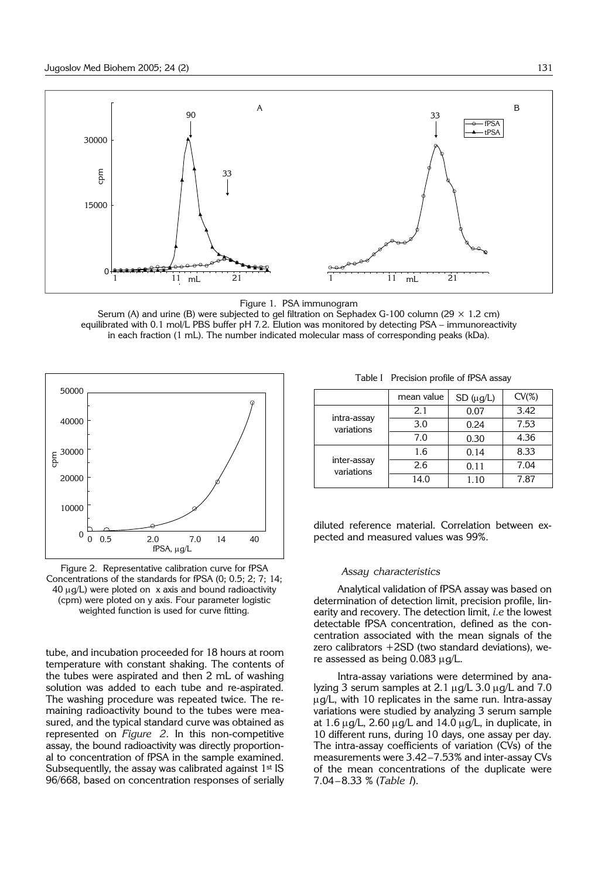Figure 1. PSA immunogram
Serum (A) and urine (B) were subjected to gel filtration on Sephadex G-100 column (29 × 1.2 cm) equilibrated with 0.1 mol/L PBS buffer pH 7.2. Elution was monitored by detecting PSA – immunoreactivity in each fraction (1 mL). The number indicated molecular mass of corresponding peaks (kDa).

Figure 2. Representative calibration curve for fPSA
Concentrations of the standards for fPSA (0; 0.5; 2; 7; 14; 40 μg/L) were ploted on x axis and bound radioactivity (cpm) were ploted on y axis. Four parameter logistic weighted function is used for curve fitting.

tube, and incubation proceeded for 18 hours at room temperature with constant shaking. The contents of the tubes were aspirated and then 2 mL of washing solution was added to each tube and re-aspirated. The washing procedure was repeated twice. The remaining radioactivity bound to the tubes were measured, and the typical standard curve was obtained as represented on *Figure 2*. In this non-competitive assay, the bound radioactivity was directly proportional to concentration of fPSA in the sample examined. Subsequentlly, the assay was calibrated against 1st IS 96/668, based on concentration responses of serially diluted reference material. Correlation between expected and measured values was 99%.

Table I Precision profile of fPSA assay

| | mean value | SD (μg/L) | CV(%) |
|---|---|---|---|
| intra-assay variations | 2.1 | 0.07 | 3.42 |
| | 3.0 | 0.24 | 7.53 |
| | 7.0 | 0.30 | 4.36 |
| inter-assay variations | 1.6 | 0.14 | 8.33 |
| | 2.6 | 0.11 | 7.04 |
| | 14.0 | 1.10 | 7.87 |

### *Assay characteristics*

Analytical validation of fPSA assay was based on determination of detection limit, precision profile, linearity and recovery. The detection limit, *i.e* the lowest detectable fPSA concentration, defined as the concentration associated with the mean signals of the zero calibrators +2SD (two standard deviations), were assessed as being 0.083 μg/L.

Intra-assay variations were determined by analyzing 3 serum samples at 2.1 μg/L 3.0 μg/L and 7.0 μg/L, with 10 replicates in the same run. Intra-assay variations were studied by analyzing 3 serum sample at 1.6 μg/L, 2.60 μg/L and 14.0 μg/L, in duplicate, in 10 different runs, during 10 days, one assay per day. The intra-assay coefficients of variation (CVs) of the measurements were 3.42–7.53% and inter-assay CVs of the mean concentrations of the duplicate were 7.04–8.33 % (*Table I*).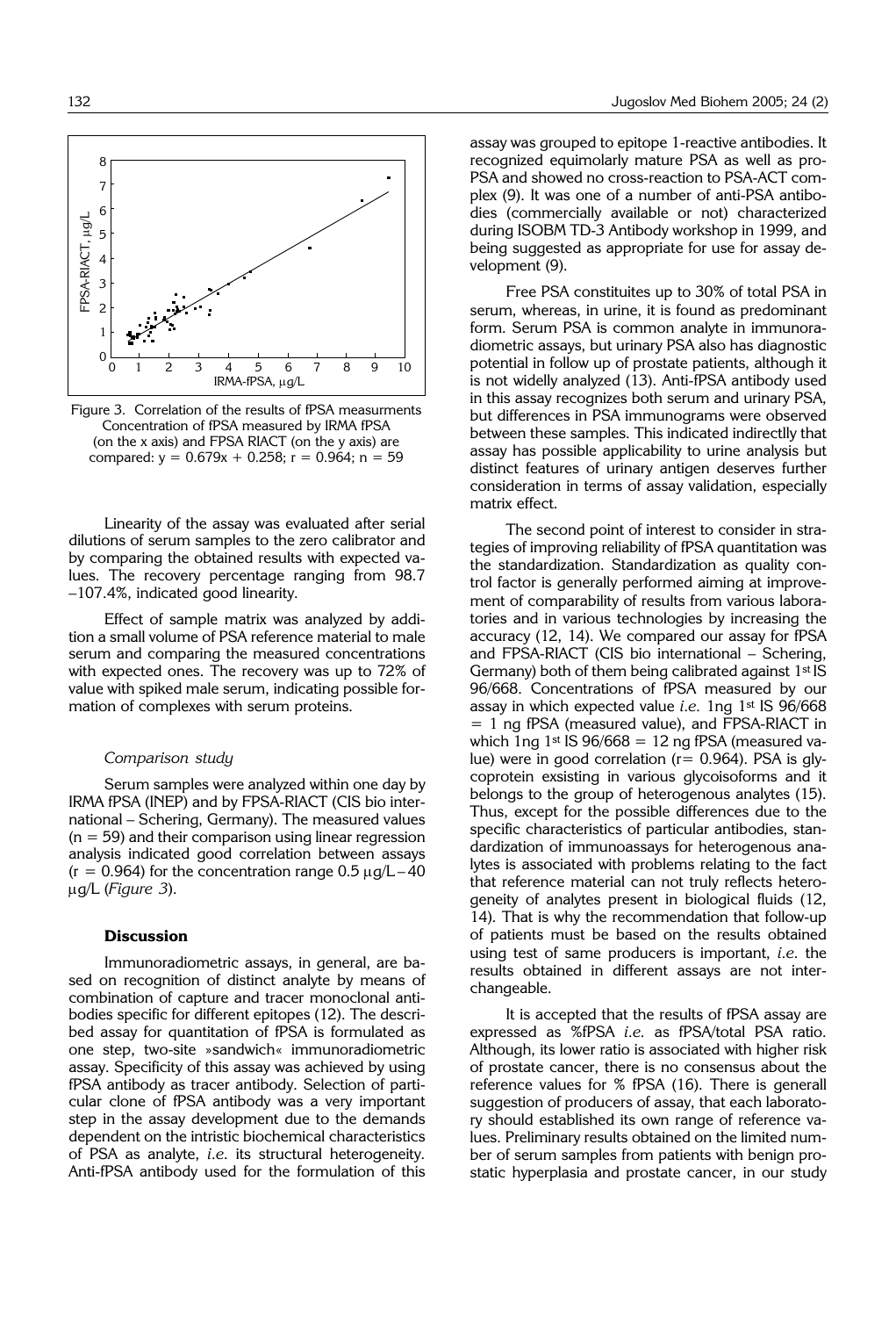Figure 3. Correlation of the results of fPSA measurments Concentration of fPSA measured by IRMA fPSA (on the x axis) and FPSA RIACT (on the y axis) are compared: $y = 0.679x + 0.258$; $r = 0.964$; $n = 59$

Linearity of the assay was evaluated after serial dilutions of serum samples to the zero calibrator and by comparing the obtained results with expected values. The recovery percentage ranging from 98.7 –107.4%, indicated good linearity.

Effect of sample matrix was analyzed by addition a small volume of PSA reference material to male serum and comparing the measured concentrations with expected ones. The recovery was up to 72% of value with spiked male serum, indicating possible formation of complexes with serum proteins.

### *Comparison study*

Serum samples were analyzed within one day by IRMA fPSA (INEP) and by FPSA-RIACT (CIS bio international – Schering, Germany). The measured values ($n = 59$) and their comparison using linear regression analysis indicated good correlation between assays ($r = 0.964$) for the concentration range 0.5 μg/L – 40 μg/L (*Figure 3*).

## Discussion

Immunoradiometric assays, in general, are based on recognition of distinct analyte by means of combination of capture and tracer monoclonal antibodies specific for different epitopes (12). The described assay for quantitation of fPSA is formulated as one step, two-site »sandwich« immunoradiometric assay. Specificity of this assay was achieved by using fPSA antibody as tracer antibody. Selection of particular clone of fPSA antibody was a very important step in the assay development due to the demands dependent on the intristic biochemical characteristics of PSA as analyte, *i.e.* its structural heterogeneity. Anti-fPSA antibody used for the formulation of this assay was grouped to epitope 1-reactive antibodies. It recognized equimolarly mature PSA as well as pro-PSA and showed no cross-reaction to PSA-ACT complex (9). It was one of a number of anti-PSA antibodies (commercially available or not) characterized during ISOBM TD-3 Antibody workshop in 1999, and being suggested as appropriate for use for assay development (9).

Free PSA constituites up to 30% of total PSA in serum, whereas, in urine, it is found as predominant form. Serum PSA is common analyte in immunoradiometric assays, but urinary PSA also has diagnostic potential in follow up of prostate patients, although it is not widely analyzed (13). Anti-fPSA antibody used in this assay recognizes both serum and urinary PSA, but differences in PSA immunograms were observed between these samples. This indicated indirectlly that assay has possible applicability to urine analysis but distinct features of urinary antigen deserves further consideration in terms of assay validation, especially matrix effect.

The second point of interest to consider in strategies of improving reliability of fPSA quantitation was the standardization. Standardization as quality control factor is generally performed aiming at improvement of comparability of results from various laboratories and in various technologies by increasing the accuracy (12, 14). We compared our assay for fPSA and FPSA-RIACT (CIS bio international – Schering, Germany) both of them being calibrated against 1st IS 96/668. Concentrations of fPSA measured by our assay in which expected value *i.e.* 1ng 1st IS 96/668 = 1 ng fPSA (measured value), and FPSA-RIACT in which 1ng 1st IS 96/668 = 12 ng fPSA (measured value) were in good correlation ($r = 0.964$). PSA is glycoprotein exsisting in various glycoisoforms and it belongs to the group of heterogenous analytes (15). Thus, except for the possible differences due to the specific characteristics of particular antibodies, standardization of immunoassays for heterogenous analytes is associated with problems relating to the fact that reference material can not truly reflects heterogeneity of analytes present in biological fluids (12, 14). That is why the recommendation that follow-up of patients must be based on the results obtained using test of same producers is important, *i.e.* the results obtained in different assays are not interchangeable.

It is accepted that the results of fPSA assay are expressed as %fPSA *i.e.* as fPSA/total PSA ratio. Although, its lower ratio is associated with higher risk of prostate cancer, there is no consensus about the reference values for % fPSA (16). There is generall suggestion of producers of assay, that each laboratory should established its own range of reference values. Preliminary results obtained on the limited number of serum samples from patients with benign prostatic hyperplasia and prostate cancer, in our study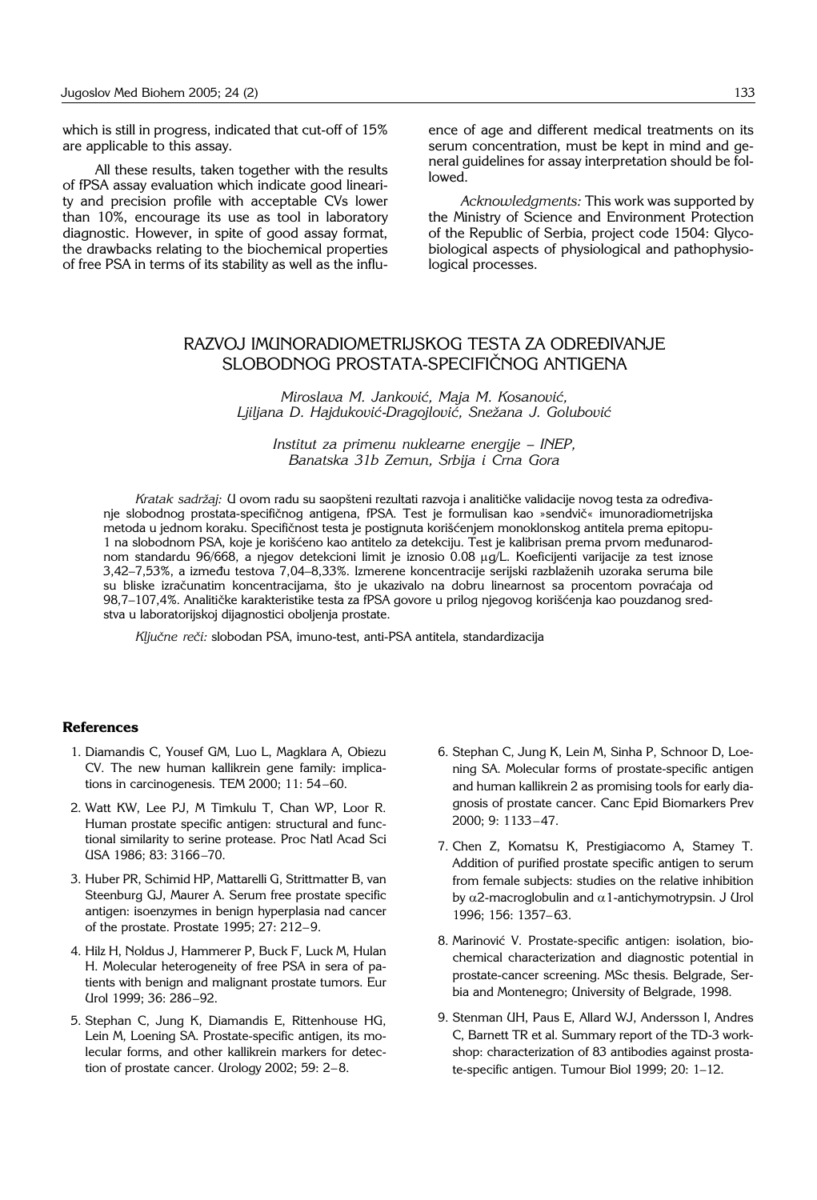which is still in progress, indicated that cut-off of 15% are applicable to this assay.

All these results, taken together with the results of fPSA assay evaluation which indicate good linearity and precision profile with acceptable CVs lower than 10%, encourage its use as tool in laboratory diagnostic. However, in spite of good assay format, the drawbacks relating to the biochemical properties of free PSA in terms of its stability as well as the influence of age and different medical treatments on its serum concentration, must be kept in mind and general guidelines for assay interpretation should be followed.

*Acknowledgments:* This work was supported by the Ministry of Science and Environment Protection of the Republic of Serbia, project code 1504: Glycobiological aspects of physiological and pathophysiological processes.

## RAZVOJ IMUNORADIOMETRIJSKOG TESTA ZA ODREĐIVANJE SLOBODNOG PROSTATA-SPECIFIČNOG ANTIGENA

*Miroslava M. Janković, Maja M. Kosanović, Ljiljana D. Hajduković-Dragojlović, Snežana J. Golubović*

*Institut za primenu nuklearne energije – INEP, Banatska 31b Zemun, Srbija i Crna Gora*

*Kratak sadržaj:* U ovom radu su saopšteni rezultati razvoja i analitičke validacije novog testa za određivanje slobodnog prostata-specifičnog antigena, fPSA. Test je formulisan kao »sendvič« imunoradiometrijska metoda u jednom koraku. Specifičnost testa je postignuta korišćenjem monoklonskog antitela prema epitopu-1 na slobodnom PSA, koje je korišćeno kao antitelo za detekciju. Test je kalibrisan prema prvom međunarodnom standardu 96/668, a njegov detekcioni limit je iznosio 0.08 μg/L. Koeficijenti varijacije za test iznose 3,42–7,53%, a između testova 7,04–8,33%. Izmerene koncentracije serijski razblaženih uzoraka seruma bile su bliske izračunatim koncentracijama, što je ukazivalo na dobru linearnost sa procentom povraćaja od 98,7–107,4%. Analitičke karakteristike testa za fPSA govore u prilog njegovog korišćenja kao pouzdanog sredstva u laboratorijskoj dijagnostici oboljenja prostate.

*Ključne reči:* slobodan PSA, imuno-test, anti-PSA antitela, standardizacija

### References

1. Diamandis C, Yousef GM, Luo L, Magklara A, Obiezu CV. The new human kallikrein gene family: implications in carcinogenesis. TEM 2000; 11: 54–60.
2. Watt KW, Lee PJ, M Timkulu T, Chan WP, Loor R. Human prostate specific antigen: structural and functional similarity to serine protease. Proc Natl Acad Sci USA 1986; 83: 3166–70.
3. Huber PR, Schimid HP, Mattarelli G, Strittmatter B, van Steenburg GJ, Maurer A. Serum free prostate specific antigen: isoenzymes in benign hyperplasia nad cancer of the prostate. Prostate 1995; 27: 212–9.
4. Hilz H, Noldus J, Hammerer P, Buck F, Luck M, Hulan H. Molecular heterogeneity of free PSA in sera of patients with benign and malignant prostate tumors. Eur Urol 1999; 36: 286–92.
5. Stephan C, Jung K, Diamandis E, Rittenhouse HG, Lein M, Loening SA. Prostate-specific antigen, its molecular forms, and other kallikrein markers for detection of prostate cancer. Urology 2002; 59: 2–8.
6. Stephan C, Jung K, Lein M, Sinha P, Schnoor D, Loening SA. Molecular forms of prostate-specific antigen and human kallikrein 2 as promising tools for early diagnosis of prostate cancer. Canc Epid Biomarkers Prev 2000; 9: 1133–47.
7. Chen Z, Komatsu K, Prestigiacomo A, Stamey T. Addition of purified prostate specific antigen to serum from female subjects: studies on the relative inhibition by $\alpha$2-macroglobulin and $\alpha$1-antichymotrypsin. J Urol 1996; 156: 1357–63.
8. Marinović V. Prostate-specific antigen: isolation, biochemical characterization and diagnostic potential in prostate-cancer screening. MSc thesis. Belgrade, Serbia and Montenegro; University of Belgrade, 1998.
9. Stenman UH, Paus E, Allard WJ, Andersson I, Andres C, Barnett TR et al. Summary report of the TD-3 workshop: characterization of 83 antibodies against prostate-specific antigen. Tumour Biol 1999; 20: 1–12.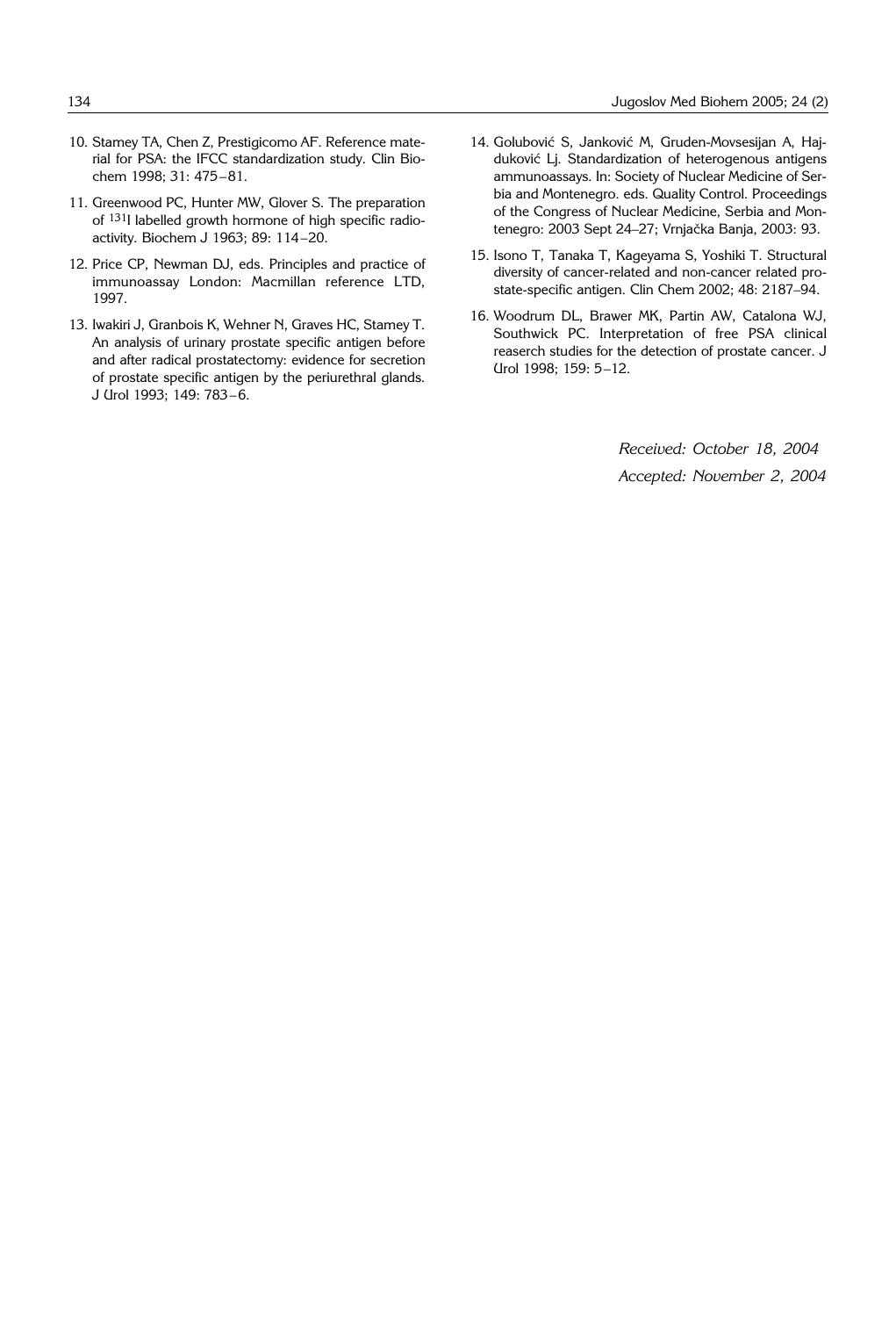10. Stamey TA, Chen Z, Prestigicomo AF. Reference material for PSA: the IFCC standardization study. Clin Biochem 1998; 31: 475–81.

11. Greenwood PC, Hunter MW, Glover S. The preparation of $^{131}$I labelled growth hormone of high specific radioactivity. Biochem J 1963; 89: 114–20.

12. Price CP, Newman DJ, eds. Principles and practice of immunoassay London: Macmillan reference LTD, 1997.

13. Iwakiri J, Granbois K, Wehner N, Graves HC, Stamey T. An analysis of urinary prostate specific antigen before and after radical prostatectomy: evidence for secretion of prostate specific antigen by the periurethral glands. J Urol 1993; 149: 783–6.

14. Golubović S, Janković M, Gruden-Movsesijan A, Hajduković Lj. Standardization of heterogenous antigens ammunoassays. In: Society of Nuclear Medicine of Serbia and Montenegro. eds. Quality Control. Proceedings of the Congress of Nuclear Medicine, Serbia and Montenegro: 2003 Sept 24–27; Vrnjačka Banja, 2003: 93.

15. Isono T, Tanaka T, Kageyama S, Yoshiki T. Structural diversity of cancer-related and non-cancer related prostate-specific antigen. Clin Chem 2002; 48: 2187–94.

16. Woodrum DL, Brawer MK, Partin AW, Catalona WJ, Southwick PC. Interpretation of free PSA clinical reaserch studies for the detection of prostate cancer. J Urol 1998; 159: 5–12.

*Received: October 18, 2004*
*Accepted: November 2, 2004*